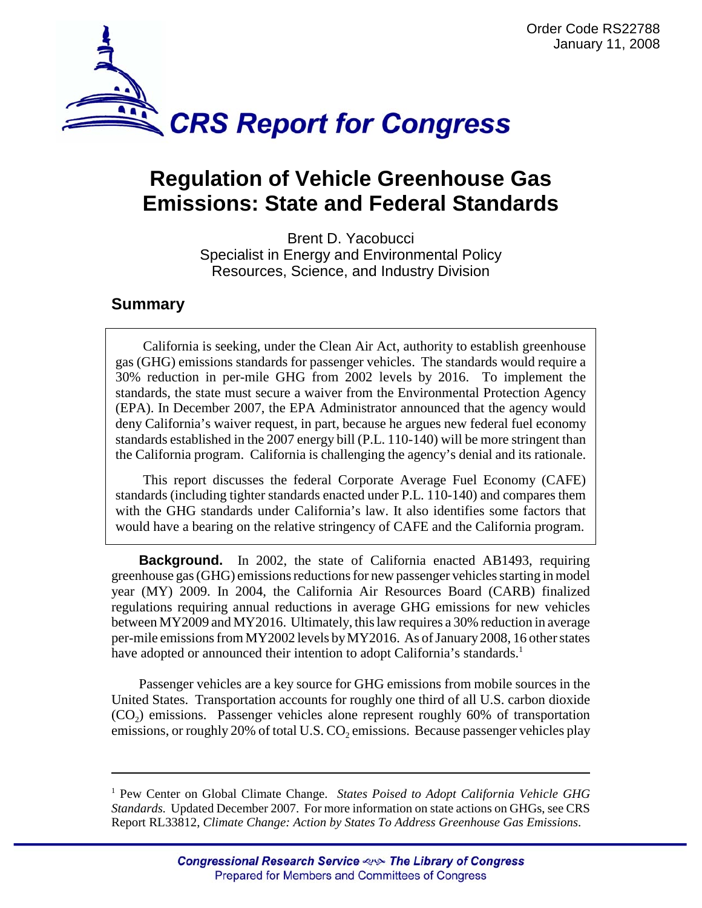Order Code RS22788
January 11, 2008

# CRS Report for Congress

# Regulation of Vehicle Greenhouse Gas Emissions: State and Federal Standards

Brent D. Yacobucci
Specialist in Energy and Environmental Policy
Resources, Science, and Industry Division

## Summary

> California is seeking, under the Clean Air Act, authority to establish greenhouse gas (GHG) emissions standards for passenger vehicles. The standards would require a 30% reduction in per-mile GHG from 2002 levels by 2016. To implement the standards, the state must secure a waiver from the Environmental Protection Agency (EPA). In December 2007, the EPA Administrator announced that the agency would deny California's waiver request, in part, because he argues new federal fuel economy standards established in the 2007 energy bill (P.L. 110-140) will be more stringent than the California program. California is challenging the agency's denial and its rationale.
>
> This report discusses the federal Corporate Average Fuel Economy (CAFE) standards (including tighter standards enacted under P.L. 110-140) and compares them with the GHG standards under California's law. It also identifies some factors that would have a bearing on the relative stringency of CAFE and the California program.

**Background.** In 2002, the state of California enacted AB1493, requiring greenhouse gas (GHG) emissions reductions for new passenger vehicles starting in model year (MY) 2009. In 2004, the California Air Resources Board (CARB) finalized regulations requiring annual reductions in average GHG emissions for new vehicles between MY2009 and MY2016. Ultimately, this law requires a 30% reduction in average per-mile emissions from MY2002 levels by MY2016. As of January 2008, 16 other states have adopted or announced their intention to adopt California's standards.[1]

Passenger vehicles are a key source for GHG emissions from mobile sources in the United States. Transportation accounts for roughly one third of all U.S. carbon dioxide ($CO_2$) emissions. Passenger vehicles alone represent roughly 60% of transportation emissions, or roughly 20% of total U.S. $CO_2$ emissions. Because passenger vehicles play

---

[1] Pew Center on Global Climate Change. *States Poised to Adopt California Vehicle GHG Standards.* Updated December 2007. For more information on state actions on GHGs, see CRS Report RL33812, *Climate Change: Action by States To Address Greenhouse Gas Emissions.*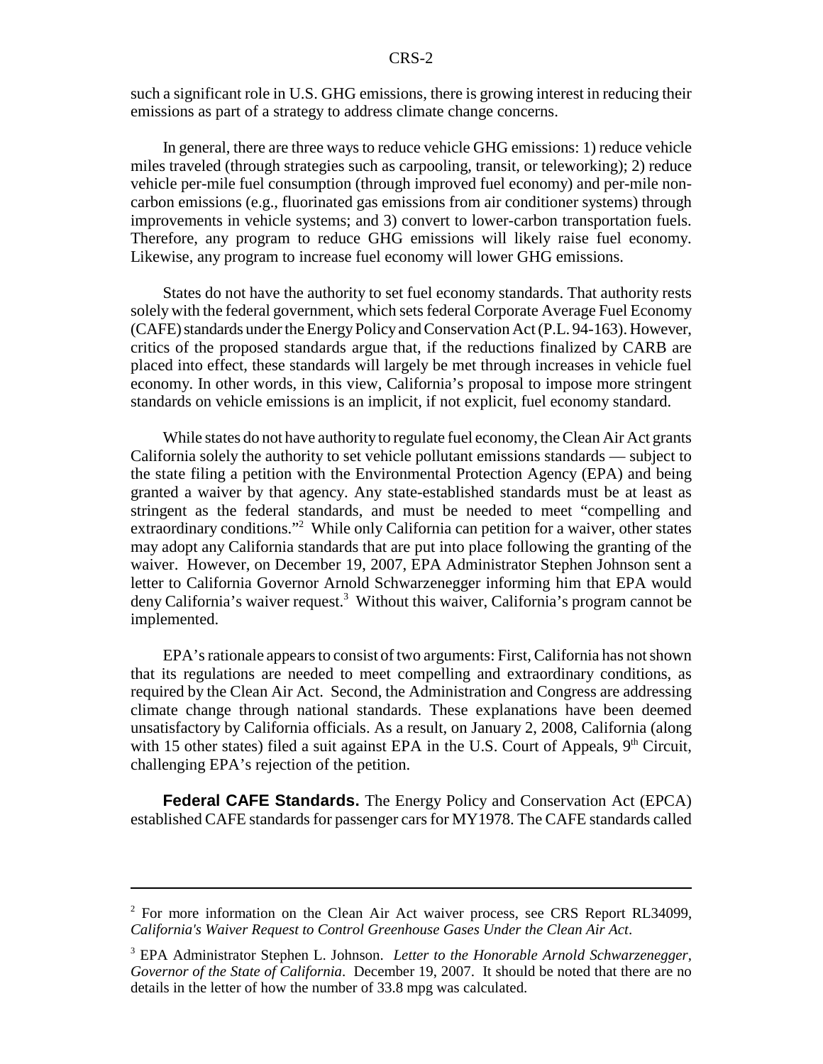such a significant role in U.S. GHG emissions, there is growing interest in reducing their emissions as part of a strategy to address climate change concerns.

In general, there are three ways to reduce vehicle GHG emissions: 1) reduce vehicle miles traveled (through strategies such as carpooling, transit, or teleworking); 2) reduce vehicle per-mile fuel consumption (through improved fuel economy) and per-mile non-carbon emissions (e.g., fluorinated gas emissions from air conditioner systems) through improvements in vehicle systems; and 3) convert to lower-carbon transportation fuels. Therefore, any program to reduce GHG emissions will likely raise fuel economy. Likewise, any program to increase fuel economy will lower GHG emissions.

States do not have the authority to set fuel economy standards. That authority rests solely with the federal government, which sets federal Corporate Average Fuel Economy (CAFE) standards under the Energy Policy and Conservation Act (P.L. 94-163). However, critics of the proposed standards argue that, if the reductions finalized by CARB are placed into effect, these standards will largely be met through increases in vehicle fuel economy. In other words, in this view, California's proposal to impose more stringent standards on vehicle emissions is an implicit, if not explicit, fuel economy standard.

While states do not have authority to regulate fuel economy, the Clean Air Act grants California solely the authority to set vehicle pollutant emissions standards — subject to the state filing a petition with the Environmental Protection Agency (EPA) and being granted a waiver by that agency. Any state-established standards must be at least as stringent as the federal standards, and must be needed to meet "compelling and extraordinary conditions."[2] While only California can petition for a waiver, other states may adopt any California standards that are put into place following the granting of the waiver. However, on December 19, 2007, EPA Administrator Stephen Johnson sent a letter to California Governor Arnold Schwarzenegger informing him that EPA would deny California's waiver request.[3] Without this waiver, California's program cannot be implemented.

EPA's rationale appears to consist of two arguments: First, California has not shown that its regulations are needed to meet compelling and extraordinary conditions, as required by the Clean Air Act. Second, the Administration and Congress are addressing climate change through national standards. These explanations have been deemed unsatisfactory by California officials. As a result, on January 2, 2008, California (along with 15 other states) filed a suit against EPA in the U.S. Court of Appeals, 9th Circuit, challenging EPA's rejection of the petition.

**Federal CAFE Standards.** The Energy Policy and Conservation Act (EPCA) established CAFE standards for passenger cars for MY1978. The CAFE standards called

---

[2] For more information on the Clean Air Act waiver process, see CRS Report RL34099, *California's Waiver Request to Control Greenhouse Gases Under the Clean Air Act*.

[3] EPA Administrator Stephen L. Johnson. *Letter to the Honorable Arnold Schwarzenegger, Governor of the State of California*. December 19, 2007. It should be noted that there are no details in the letter of how the number of 33.8 mpg was calculated.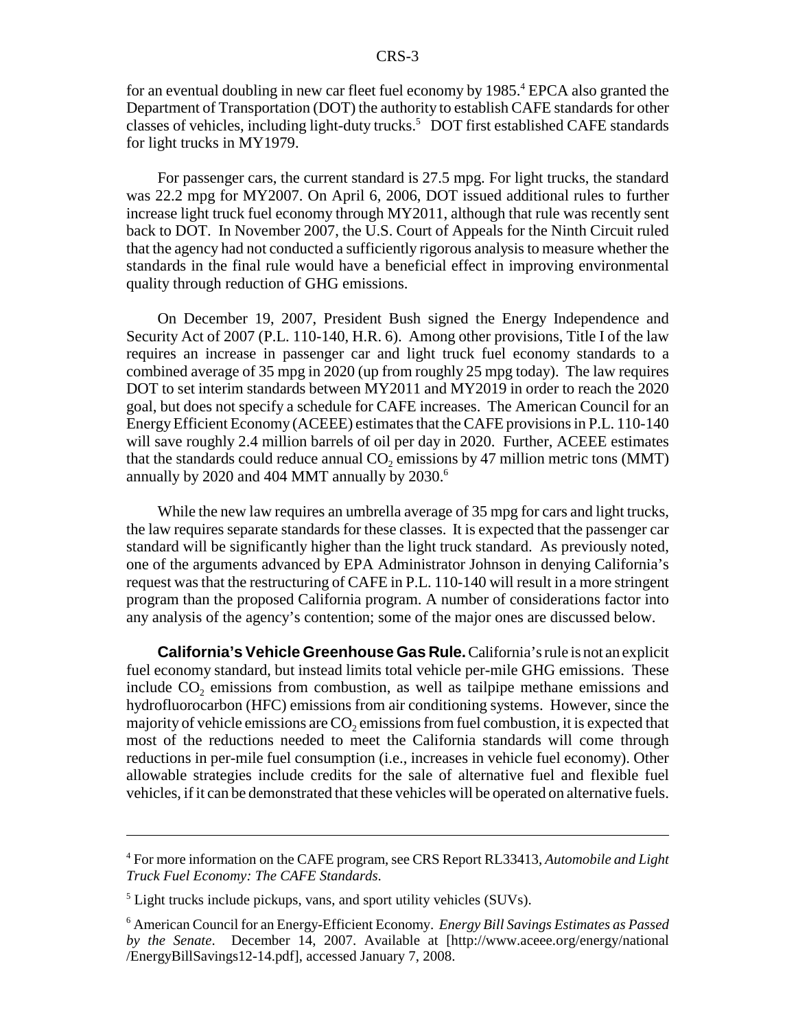for an eventual doubling in new car fleet fuel economy by 1985.[4] EPCA also granted the Department of Transportation (DOT) the authority to establish CAFE standards for other classes of vehicles, including light-duty trucks.[5] DOT first established CAFE standards for light trucks in MY1979.

For passenger cars, the current standard is 27.5 mpg. For light trucks, the standard was 22.2 mpg for MY2007. On April 6, 2006, DOT issued additional rules to further increase light truck fuel economy through MY2011, although that rule was recently sent back to DOT. In November 2007, the U.S. Court of Appeals for the Ninth Circuit ruled that the agency had not conducted a sufficiently rigorous analysis to measure whether the standards in the final rule would have a beneficial effect in improving environmental quality through reduction of GHG emissions.

On December 19, 2007, President Bush signed the Energy Independence and Security Act of 2007 (P.L. 110-140, H.R. 6). Among other provisions, Title I of the law requires an increase in passenger car and light truck fuel economy standards to a combined average of 35 mpg in 2020 (up from roughly 25 mpg today). The law requires DOT to set interim standards between MY2011 and MY2019 in order to reach the 2020 goal, but does not specify a schedule for CAFE increases. The American Council for an Energy Efficient Economy (ACEEE) estimates that the CAFE provisions in P.L. 110-140 will save roughly 2.4 million barrels of oil per day in 2020. Further, ACEEE estimates that the standards could reduce annual $CO_2$ emissions by 47 million metric tons (MMT) annually by 2020 and 404 MMT annually by 2030.[6]

While the new law requires an umbrella average of 35 mpg for cars and light trucks, the law requires separate standards for these classes. It is expected that the passenger car standard will be significantly higher than the light truck standard. As previously noted, one of the arguments advanced by EPA Administrator Johnson in denying California's request was that the restructuring of CAFE in P.L. 110-140 will result in a more stringent program than the proposed California program. A number of considerations factor into any analysis of the agency's contention; some of the major ones are discussed below.

**California's Vehicle Greenhouse Gas Rule.** California's rule is not an explicit fuel economy standard, but instead limits total vehicle per-mile GHG emissions. These include $CO_2$ emissions from combustion, as well as tailpipe methane emissions and hydrofluorocarbon (HFC) emissions from air conditioning systems. However, since the majority of vehicle emissions are $CO_2$ emissions from fuel combustion, it is expected that most of the reductions needed to meet the California standards will come through reductions in per-mile fuel consumption (i.e., increases in vehicle fuel economy). Other allowable strategies include credits for the sale of alternative fuel and flexible fuel vehicles, if it can be demonstrated that these vehicles will be operated on alternative fuels.

---

[4] For more information on the CAFE program, see CRS Report RL33413, *Automobile and Light Truck Fuel Economy: The CAFE Standards.*

[5] Light trucks include pickups, vans, and sport utility vehicles (SUVs).

[6] American Council for an Energy-Efficient Economy. *Energy Bill Savings Estimates as Passed by the Senate*. December 14, 2007. Available at [http://www.aceee.org/energy/national/EnergyBillSavings12-14.pdf], accessed January 7, 2008.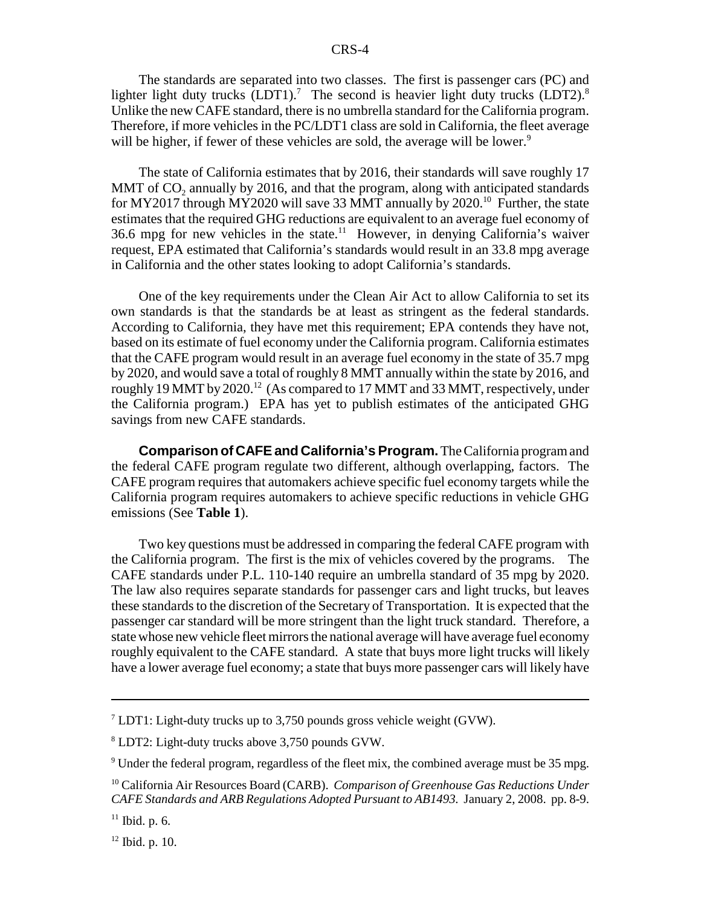The standards are separated into two classes. The first is passenger cars (PC) and lighter light duty trucks (LDT1).[7] The second is heavier light duty trucks (LDT2).[8] Unlike the new CAFE standard, there is no umbrella standard for the California program. Therefore, if more vehicles in the PC/LDT1 class are sold in California, the fleet average will be higher, if fewer of these vehicles are sold, the average will be lower.[9]

The state of California estimates that by 2016, their standards will save roughly 17 MMT of $CO_2$ annually by 2016, and that the program, along with anticipated standards for MY2017 through MY2020 will save 33 MMT annually by 2020.[10] Further, the state estimates that the required GHG reductions are equivalent to an average fuel economy of 36.6 mpg for new vehicles in the state.[11] However, in denying California's waiver request, EPA estimated that California's standards would result in an 33.8 mpg average in California and the other states looking to adopt California's standards.

One of the key requirements under the Clean Air Act to allow California to set its own standards is that the standards be at least as stringent as the federal standards. According to California, they have met this requirement; EPA contends they have not, based on its estimate of fuel economy under the California program. California estimates that the CAFE program would result in an average fuel economy in the state of 35.7 mpg by 2020, and would save a total of roughly 8 MMT annually within the state by 2016, and roughly 19 MMT by 2020.[12] (As compared to 17 MMT and 33 MMT, respectively, under the California program.) EPA has yet to publish estimates of the anticipated GHG savings from new CAFE standards.

**Comparison of CAFE and California's Program.** The California program and the federal CAFE program regulate two different, although overlapping, factors. The CAFE program requires that automakers achieve specific fuel economy targets while the California program requires automakers to achieve specific reductions in vehicle GHG emissions (See **Table 1**).

Two key questions must be addressed in comparing the federal CAFE program with the California program. The first is the mix of vehicles covered by the programs. The CAFE standards under P.L. 110-140 require an umbrella standard of 35 mpg by 2020. The law also requires separate standards for passenger cars and light trucks, but leaves these standards to the discretion of the Secretary of Transportation. It is expected that the passenger car standard will be more stringent than the light truck standard. Therefore, a state whose new vehicle fleet mirrors the national average will have average fuel economy roughly equivalent to the CAFE standard. A state that buys more light trucks will likely have a lower average fuel economy; a state that buys more passenger cars will likely have

---

[7] LDT1: Light-duty trucks up to 3,750 pounds gross vehicle weight (GVW).

[8] LDT2: Light-duty trucks above 3,750 pounds GVW.

[9] Under the federal program, regardless of the fleet mix, the combined average must be 35 mpg.

[10] California Air Resources Board (CARB). *Comparison of Greenhouse Gas Reductions Under CAFE Standards and ARB Regulations Adopted Pursuant to AB1493.* January 2, 2008. pp. 8-9.

[11] Ibid. p. 6.

[12] Ibid. p. 10.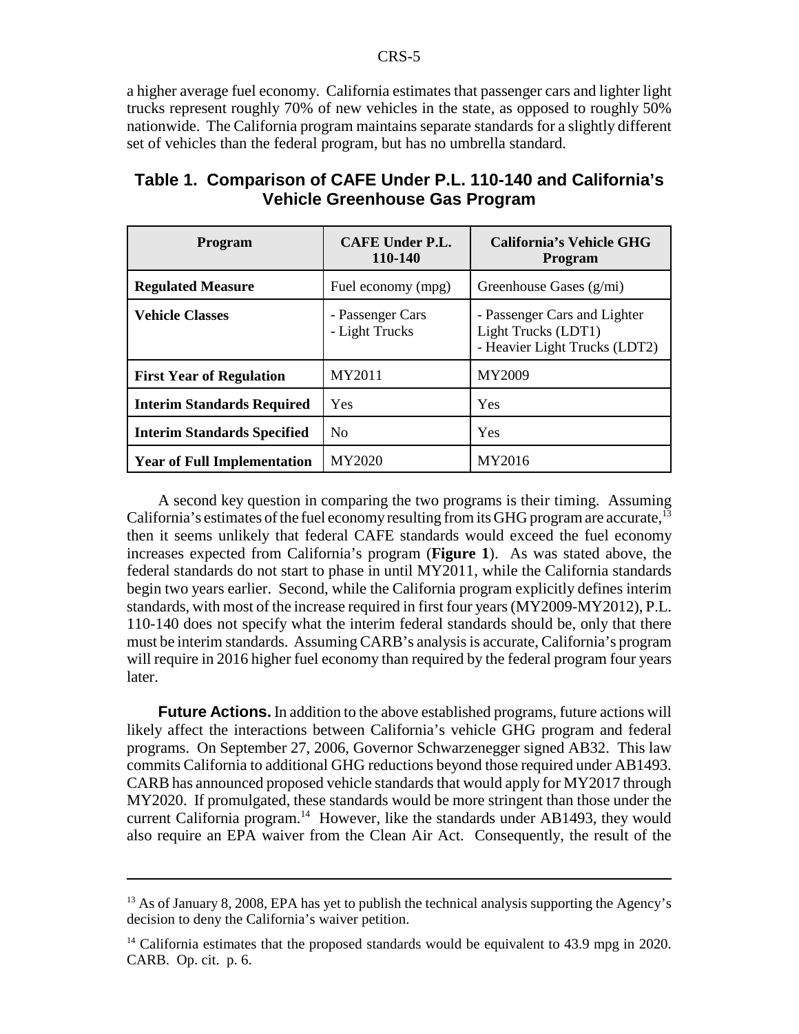a higher average fuel economy. California estimates that passenger cars and lighter light trucks represent roughly 70% of new vehicles in the state, as opposed to roughly 50% nationwide. The California program maintains separate standards for a slightly different set of vehicles than the federal program, but has no umbrella standard.

## Table 1. Comparison of CAFE Under P.L. 110-140 and California's Vehicle Greenhouse Gas Program

| Program | CAFE Under P.L. 110-140 | California's Vehicle GHG Program |
|---|---|---|
| **Regulated Measure** | Fuel economy (mpg) | Greenhouse Gases (g/mi) |
| **Vehicle Classes** | - Passenger Cars<br>- Light Trucks | - Passenger Cars and Lighter Light Trucks (LDT1)<br>- Heavier Light Trucks (LDT2) |
| **First Year of Regulation** | MY2011 | MY2009 |
| **Interim Standards Required** | Yes | Yes |
| **Interim Standards Specified** | No | Yes |
| **Year of Full Implementation** | MY2020 | MY2016 |

A second key question in comparing the two programs is their timing. Assuming California's estimates of the fuel economy resulting from its GHG program are accurate,[13] then it seems unlikely that federal CAFE standards would exceed the fuel economy increases expected from California's program (**Figure 1**). As was stated above, the federal standards do not start to phase in until MY2011, while the California standards begin two years earlier. Second, while the California program explicitly defines interim standards, with most of the increase required in first four years (MY2009-MY2012), P.L. 110-140 does not specify what the interim federal standards should be, only that there must be interim standards. Assuming CARB's analysis is accurate, California's program will require in 2016 higher fuel economy than required by the federal program four years later.

**Future Actions.** In addition to the above established programs, future actions will likely affect the interactions between California's vehicle GHG program and federal programs. On September 27, 2006, Governor Schwarzenegger signed AB32. This law commits California to additional GHG reductions beyond those required under AB1493. CARB has announced proposed vehicle standards that would apply for MY2017 through MY2020. If promulgated, these standards would be more stringent than those under the current California program.[14] However, like the standards under AB1493, they would also require an EPA waiver from the Clean Air Act. Consequently, the result of the

---

[13] As of January 8, 2008, EPA has yet to publish the technical analysis supporting the Agency's decision to deny the California's waiver petition.

[14] California estimates that the proposed standards would be equivalent to 43.9 mpg in 2020. CARB. Op. cit. p. 6.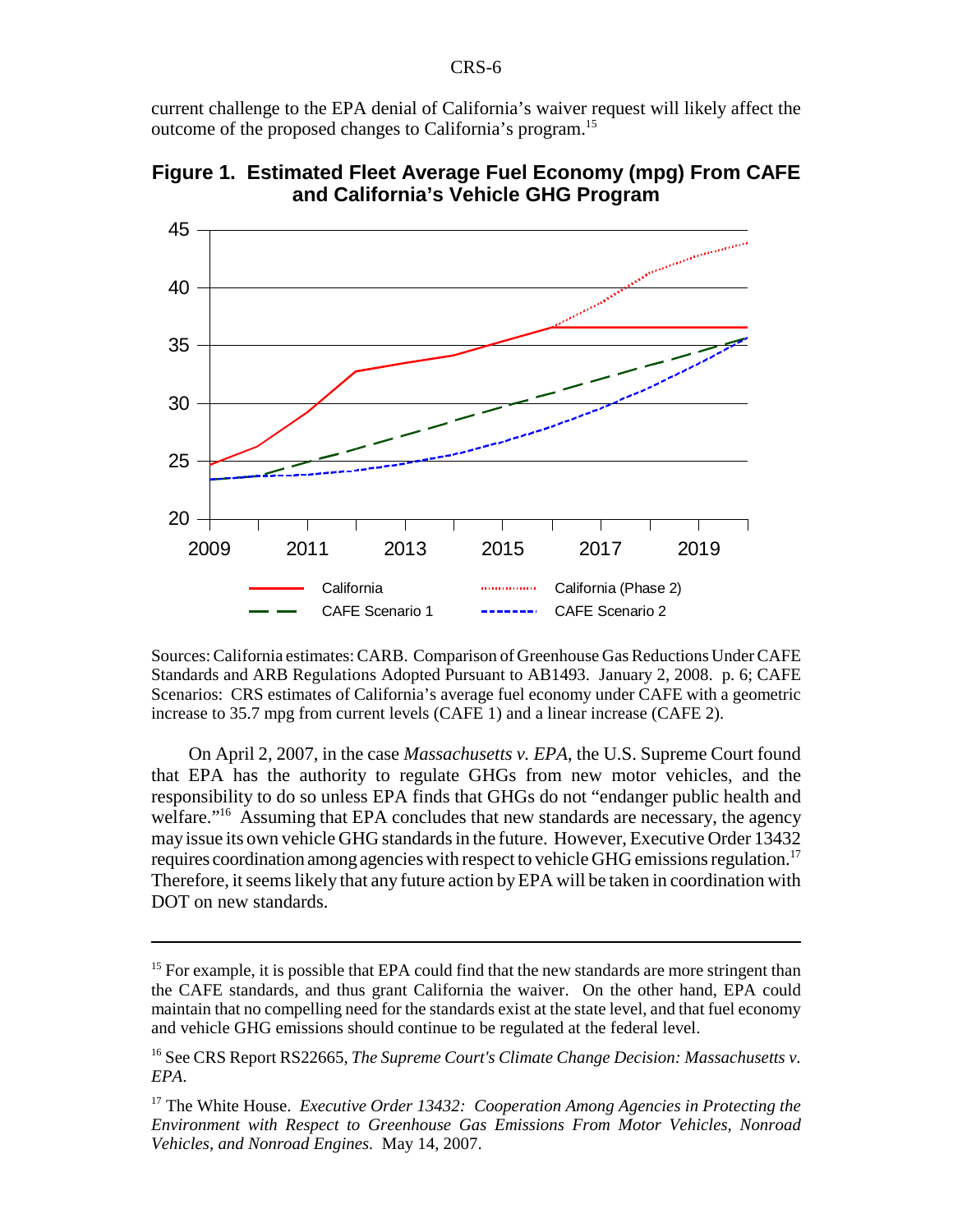current challenge to the EPA denial of California's waiver request will likely affect the outcome of the proposed changes to California's program.[15]

**Figure 1. Estimated Fleet Average Fuel Economy (mpg) From CAFE and California's Vehicle GHG Program**

45
40
35
30
25
20

2009
2011
2013
2015
2017
2019

California
California (Phase 2)
CAFE Scenario 1
CAFE Scenario 2

Sources: California estimates: CARB. Comparison of Greenhouse Gas Reductions Under CAFE Standards and ARB Regulations Adopted Pursuant to AB1493. January 2, 2008. p. 6; CAFE Scenarios: CRS estimates of California's average fuel economy under CAFE with a geometric increase to 35.7 mpg from current levels (CAFE 1) and a linear increase (CAFE 2).

On April 2, 2007, in the case *Massachusetts v. EPA*, the U.S. Supreme Court found that EPA has the authority to regulate GHGs from new motor vehicles, and the responsibility to do so unless EPA finds that GHGs do not "endanger public health and welfare."[16] Assuming that EPA concludes that new standards are necessary, the agency may issue its own vehicle GHG standards in the future. However, Executive Order 13432 requires coordination among agencies with respect to vehicle GHG emissions regulation.[17] Therefore, it seems likely that any future action by EPA will be taken in coordination with DOT on new standards.

---

[15] For example, it is possible that EPA could find that the new standards are more stringent than the CAFE standards, and thus grant California the waiver. On the other hand, EPA could maintain that no compelling need for the standards exist at the state level, and that fuel economy and vehicle GHG emissions should continue to be regulated at the federal level.

[16] See CRS Report RS22665, *The Supreme Court's Climate Change Decision: Massachusetts v. EPA.*

[17] The White House. *Executive Order 13432: Cooperation Among Agencies in Protecting the Environment with Respect to Greenhouse Gas Emissions From Motor Vehicles, Nonroad Vehicles, and Nonroad Engines.* May 14, 2007.